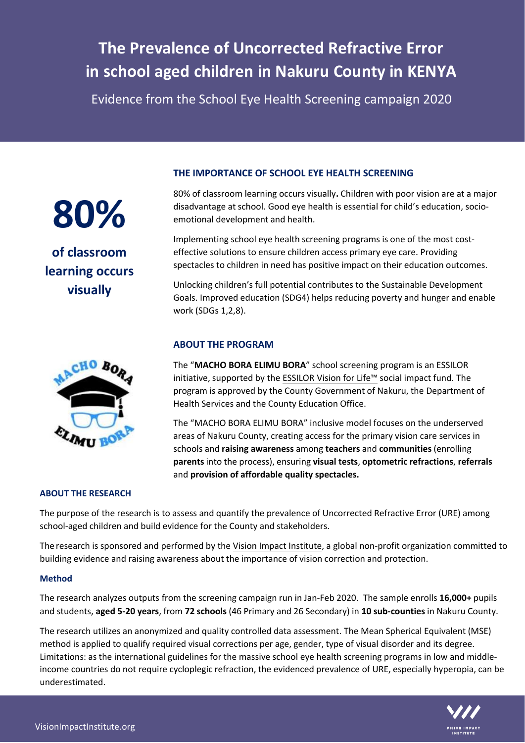# The Prevalence of Uncorrected Refractive Error in school aged children in Nakuru County in KENYA

Evidence from the School Eye Health Screening campaign 2020

**80%**

**of classroom learning occurs visually**

### THE IMPORTANCE OF SCHOOL EYE HEALTH SCREENING

80% of classroom learning occurs visually**.** Children with poor vision are at a major disadvantage at school. Good eye health is essential for child's education, socio-emotional development and health.

Implementing school eye health screening programs is one of the most cost-effective solutions to ensure children access primary eye care. Providing spectacles to children in need has positive impact on their education outcomes.

Unlocking children's full potential contributes to the Sustainable Development Goals. Improved education (SDG4) helps reducing poverty and hunger and enable work (SDGs 1,2,8).

### ABOUT THE PROGRAM

The "**MACHO BORA ELIMU BORA**" school screening program is an ESSILOR initiative, supported by the ESSILOR Vision for Life™ social impact fund. The program is approved by the County Government of Nakuru, the Department of Health Services and the County Education Office.

The "MACHO BORA ELIMU BORA" inclusive model focuses on the underserved areas of Nakuru County, creating access for the primary vision care services in schools and **raising awareness** among **teachers** and **communities** (enrolling **parents** into the process), ensuring **visual tests**, **optometric refractions**, **referrals** and **provision of affordable quality spectacles.**

### ABOUT THE RESEARCH

The purpose of the research is to assess and quantify the prevalence of Uncorrected Refractive Error (URE) among school-aged children and build evidence for the County and stakeholders.

The research is sponsored and performed by the Vision Impact Institute, a global non-profit organization committed to building evidence and raising awareness about the importance of vision correction and protection.

#### Method

The research analyzes outputs from the screening campaign run in Jan-Feb 2020. The sample enrolls **16,000+** pupils and students, **aged 5-20 years**, from **72 schools** (46 Primary and 26 Secondary) in **10 sub-counties** in Nakuru County.

The research utilizes an anonymized and quality controlled data assessment. The Mean Spherical Equivalent (MSE) method is applied to qualify required visual corrections per age, gender, type of visual disorder and its degree. Limitations: as the international guidelines for the massive school eye health screening programs in low and middle-income countries do not require cycloplegic refraction, the evidenced prevalence of URE, especially hyperopia, can be underestimated.

VisionImpactInstitute.org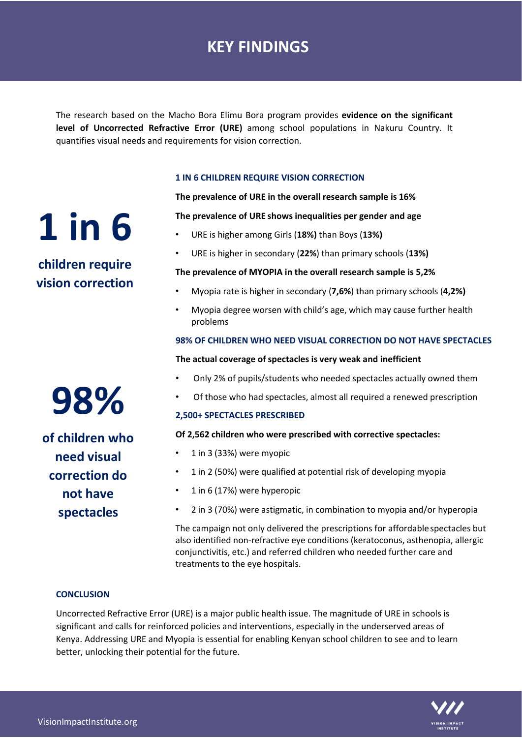# KEY FINDINGS

The research based on the Macho Bora Elimu Bora program provides **evidence on the significant level of Uncorrected Refractive Error (URE)** among school populations in Nakuru Country. It quantifies visual needs and requirements for vision correction.

**1 in 6**

**children require vision correction**

### 1 IN 6 CHILDREN REQUIRE VISION CORRECTION

**The prevalence of URE in the overall research sample is 16%**

**The prevalence of URE shows inequalities per gender and age**

- URE is higher among Girls (**18%)** than Boys (**13%)**
- URE is higher in secondary (**22%**) than primary schools (**13%)**

**The prevalence of MYOPIA in the overall research sample is 5,2%**

- Myopia rate is higher in secondary (**7,6%**) than primary schools (**4,2%)**
- Myopia degree worsen with child's age, which may cause further health problems

**98%**

**of children who need visual correction do not have spectacles**

### 98% OF CHILDREN WHO NEED VISUAL CORRECTION DO NOT HAVE SPECTACLES

**The actual coverage of spectacles is very weak and inefficient**

- Only 2% of pupils/students who needed spectacles actually owned them
- Of those who had spectacles, almost all required a renewed prescription

### 2,500+ SPECTACLES PRESCRIBED

**Of 2,562 children who were prescribed with corrective spectacles:**

- 1 in 3 (33%) were myopic
- 1 in 2 (50%) were qualified at potential risk of developing myopia
- 1 in 6 (17%) were hyperopic
- 2 in 3 (70%) were astigmatic, in combination to myopia and/or hyperopia

The campaign not only delivered the prescriptions for affordable spectacles but also identified non-refractive eye conditions (keratoconus, asthenopia, allergic conjunctivitis, etc.) and referred children who needed further care and treatments to the eye hospitals.

### CONCLUSION

Uncorrected Refractive Error (URE) is a major public health issue. The magnitude of URE in schools is significant and calls for reinforced policies and interventions, especially in the underserved areas of Kenya. Addressing URE and Myopia is essential for enabling Kenyan school children to see and to learn better, unlocking their potential for the future.